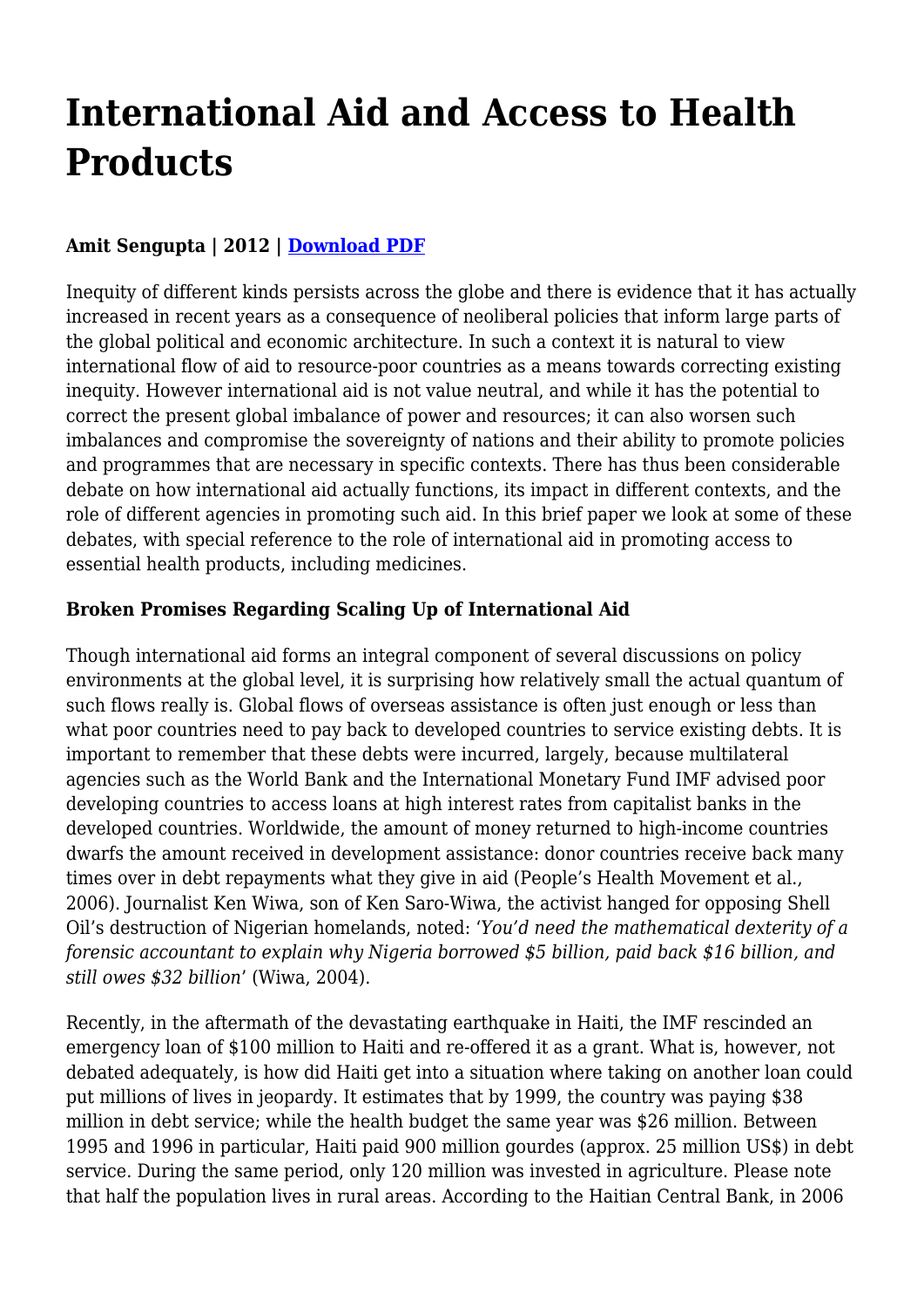# International Aid and Access to Health Products

**Amit Sengupta | 2012 | [Download PDF]()**

Inequity of different kinds persists across the globe and there is evidence that it has actually increased in recent years as a consequence of neoliberal policies that inform large parts of the global political and economic architecture. In such a context it is natural to view international flow of aid to resource-poor countries as a means towards correcting existing inequity. However international aid is not value neutral, and while it has the potential to correct the present global imbalance of power and resources; it can also worsen such imbalances and compromise the sovereignty of nations and their ability to promote policies and programmes that are necessary in specific contexts. There has thus been considerable debate on how international aid actually functions, its impact in different contexts, and the role of different agencies in promoting such aid. In this brief paper we look at some of these debates, with special reference to the role of international aid in promoting access to essential health products, including medicines.

**Broken Promises Regarding Scaling Up of International Aid**

Though international aid forms an integral component of several discussions on policy environments at the global level, it is surprising how relatively small the actual quantum of such flows really is. Global flows of overseas assistance is often just enough or less than what poor countries need to pay back to developed countries to service existing debts. It is important to remember that these debts were incurred, largely, because multilateral agencies such as the World Bank and the International Monetary Fund IMF advised poor developing countries to access loans at high interest rates from capitalist banks in the developed countries. Worldwide, the amount of money returned to high-income countries dwarfs the amount received in development assistance: donor countries receive back many times over in debt repayments what they give in aid (People's Health Movement et al., 2006). Journalist Ken Wiwa, son of Ken Saro-Wiwa, the activist hanged for opposing Shell Oil's destruction of Nigerian homelands, noted: '*You'd need the mathematical dexterity of a forensic accountant to explain why Nigeria borrowed $5 billion, paid back $16 billion, and still owes $32 billion*' (Wiwa, 2004).

Recently, in the aftermath of the devastating earthquake in Haiti, the IMF rescinded an emergency loan of $100 million to Haiti and re-offered it as a grant. What is, however, not debated adequately, is how did Haiti get into a situation where taking on another loan could put millions of lives in jeopardy. It estimates that by 1999, the country was paying $38 million in debt service; while the health budget the same year was $26 million. Between 1995 and 1996 in particular, Haiti paid 900 million gourdes (approx. 25 million US$) in debt service. During the same period, only 120 million was invested in agriculture. Please note that half the population lives in rural areas. According to the Haitian Central Bank, in 2006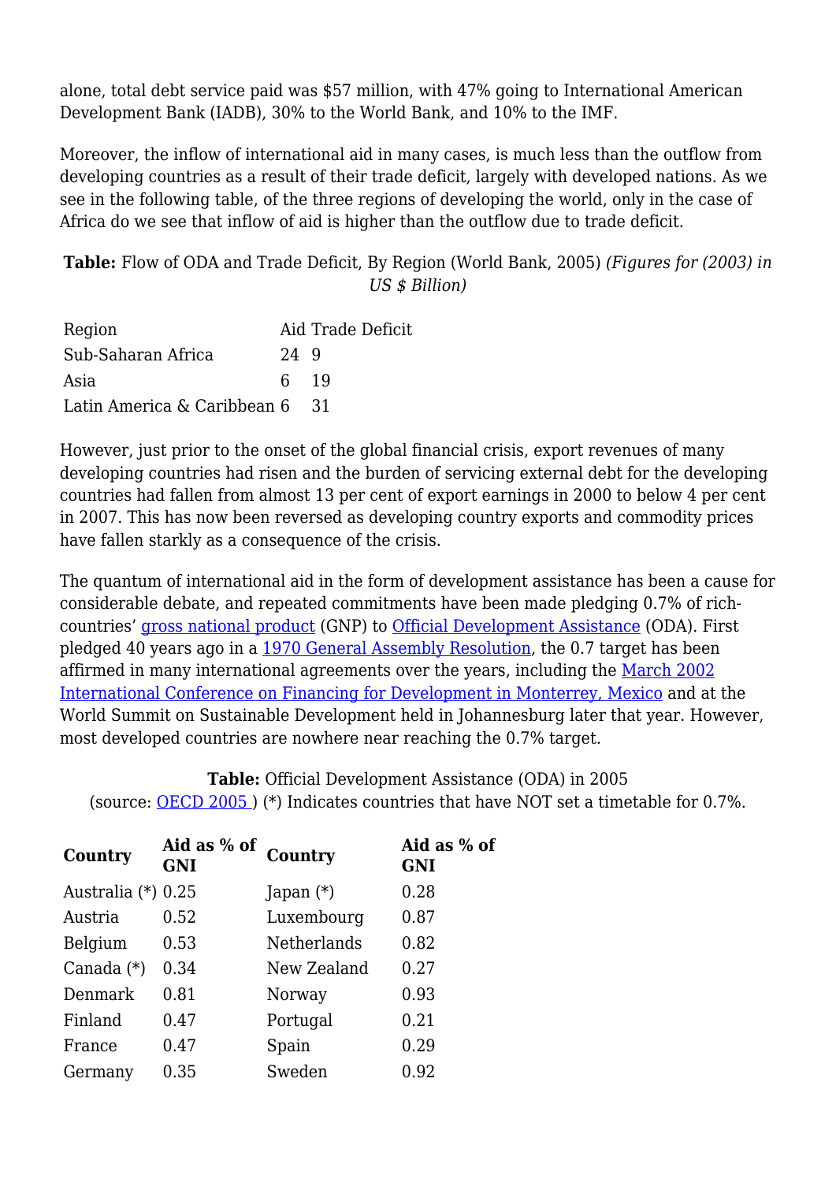alone, total debt service paid was $57 million, with 47% going to International American Development Bank (IADB), 30% to the World Bank, and 10% to the IMF.

Moreover, the inflow of international aid in many cases, is much less than the outflow from developing countries as a result of their trade deficit, largely with developed nations. As we see in the following table, of the three regions of developing the world, only in the case of Africa do we see that inflow of aid is higher than the outflow due to trade deficit.

**Table:** Flow of ODA and Trade Deficit, By Region (World Bank, 2005) *(Figures for (2003) in US $ Billion)*

| Region | Aid | Trade Deficit |
|---|---|---|
| Sub-Saharan Africa | 24 | 9 |
| Asia | 6 | 19 |
| Latin America & Caribbean | 6 | 31 |

However, just prior to the onset of the global financial crisis, export revenues of many developing countries had risen and the burden of servicing external debt for the developing countries had fallen from almost 13 per cent of export earnings in 2000 to below 4 per cent in 2007. This has now been reversed as developing country exports and commodity prices have fallen starkly as a consequence of the crisis.

The quantum of international aid in the form of development assistance has been a cause for considerable debate, and repeated commitments have been made pledging 0.7% of rich-countries' gross national product (GNP) to Official Development Assistance (ODA). First pledged 40 years ago in a 1970 General Assembly Resolution, the 0.7 target has been affirmed in many international agreements over the years, including the March 2002 International Conference on Financing for Development in Monterrey, Mexico and at the World Summit on Sustainable Development held in Johannesburg later that year. However, most developed countries are nowhere near reaching the 0.7% target.

**Table:** Official Development Assistance (ODA) in 2005
(source: OECD 2005 ) (*) Indicates countries that have NOT set a timetable for 0.7%.

| Country | Aid as % of GNI | Country | Aid as % of GNI |
|---|---|---|---|
| Australia (*) | 0.25 | Japan (*) | 0.28 |
| Austria | 0.52 | Luxembourg | 0.87 |
| Belgium | 0.53 | Netherlands | 0.82 |
| Canada (*) | 0.34 | New Zealand | 0.27 |
| Denmark | 0.81 | Norway | 0.93 |
| Finland | 0.47 | Portugal | 0.21 |
| France | 0.47 | Spain | 0.29 |
| Germany | 0.35 | Sweden | 0.92 |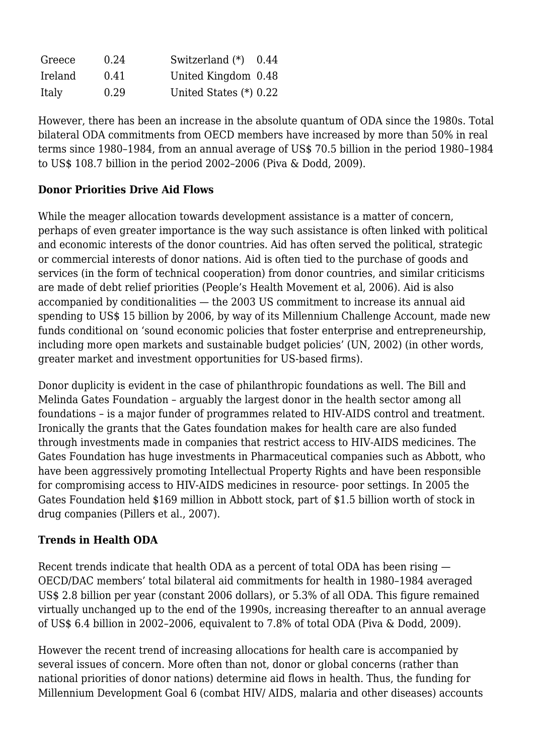| Greece | 0.24 | Switzerland (*) | 0.44 |
|---|---|---|---|
| Ireland | 0.41 | United Kingdom | 0.48 |
| Italy | 0.29 | United States (*) | 0.22 |

However, there has been an increase in the absolute quantum of ODA since the 1980s. Total bilateral ODA commitments from OECD members have increased by more than 50% in real terms since 1980–1984, from an annual average of US$ 70.5 billion in the period 1980–1984 to US$ 108.7 billion in the period 2002–2006 (Piva & Dodd, 2009).

**Donor Priorities Drive Aid Flows**

While the meager allocation towards development assistance is a matter of concern, perhaps of even greater importance is the way such assistance is often linked with political and economic interests of the donor countries. Aid has often served the political, strategic or commercial interests of donor nations. Aid is often tied to the purchase of goods and services (in the form of technical cooperation) from donor countries, and similar criticisms are made of debt relief priorities (People's Health Movement et al, 2006). Aid is also accompanied by conditionalities — the 2003 US commitment to increase its annual aid spending to US$ 15 billion by 2006, by way of its Millennium Challenge Account, made new funds conditional on 'sound economic policies that foster enterprise and entrepreneurship, including more open markets and sustainable budget policies' (UN, 2002) (in other words, greater market and investment opportunities for US-based firms).

Donor duplicity is evident in the case of philanthropic foundations as well. The Bill and Melinda Gates Foundation – arguably the largest donor in the health sector among all foundations – is a major funder of programmes related to HIV-AIDS control and treatment. Ironically the grants that the Gates foundation makes for health care are also funded through investments made in companies that restrict access to HIV-AIDS medicines. The Gates Foundation has huge investments in Pharmaceutical companies such as Abbott, who have been aggressively promoting Intellectual Property Rights and have been responsible for compromising access to HIV-AIDS medicines in resource- poor settings. In 2005 the Gates Foundation held $169 million in Abbott stock, part of $1.5 billion worth of stock in drug companies (Pillers et al., 2007).

**Trends in Health ODA**

Recent trends indicate that health ODA as a percent of total ODA has been rising — OECD/DAC members' total bilateral aid commitments for health in 1980–1984 averaged US$ 2.8 billion per year (constant 2006 dollars), or 5.3% of all ODA. This figure remained virtually unchanged up to the end of the 1990s, increasing thereafter to an annual average of US$ 6.4 billion in 2002–2006, equivalent to 7.8% of total ODA (Piva & Dodd, 2009).

However the recent trend of increasing allocations for health care is accompanied by several issues of concern. More often than not, donor or global concerns (rather than national priorities of donor nations) determine aid flows in health. Thus, the funding for Millennium Development Goal 6 (combat HIV/ AIDS, malaria and other diseases) accounts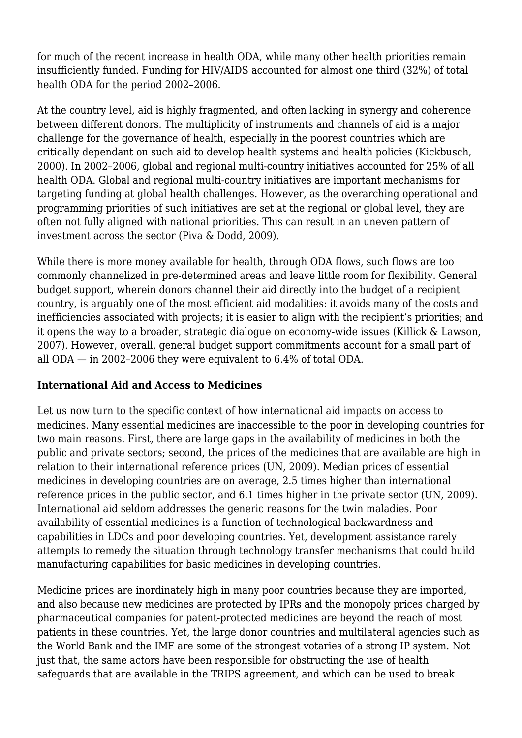for much of the recent increase in health ODA, while many other health priorities remain insufficiently funded. Funding for HIV/AIDS accounted for almost one third (32%) of total health ODA for the period 2002–2006.

At the country level, aid is highly fragmented, and often lacking in synergy and coherence between different donors. The multiplicity of instruments and channels of aid is a major challenge for the governance of health, especially in the poorest countries which are critically dependant on such aid to develop health systems and health policies (Kickbusch, 2000). In 2002–2006, global and regional multi-country initiatives accounted for 25% of all health ODA. Global and regional multi-country initiatives are important mechanisms for targeting funding at global health challenges. However, as the overarching operational and programming priorities of such initiatives are set at the regional or global level, they are often not fully aligned with national priorities. This can result in an uneven pattern of investment across the sector (Piva & Dodd, 2009).

While there is more money available for health, through ODA flows, such flows are too commonly channelized in pre-determined areas and leave little room for flexibility. General budget support, wherein donors channel their aid directly into the budget of a recipient country, is arguably one of the most efficient aid modalities: it avoids many of the costs and inefficiencies associated with projects; it is easier to align with the recipient's priorities; and it opens the way to a broader, strategic dialogue on economy-wide issues (Killick & Lawson, 2007). However, overall, general budget support commitments account for a small part of all ODA — in 2002–2006 they were equivalent to 6.4% of total ODA.

**International Aid and Access to Medicines**

Let us now turn to the specific context of how international aid impacts on access to medicines. Many essential medicines are inaccessible to the poor in developing countries for two main reasons. First, there are large gaps in the availability of medicines in both the public and private sectors; second, the prices of the medicines that are available are high in relation to their international reference prices (UN, 2009). Median prices of essential medicines in developing countries are on average, 2.5 times higher than international reference prices in the public sector, and 6.1 times higher in the private sector (UN, 2009). International aid seldom addresses the generic reasons for the twin maladies. Poor availability of essential medicines is a function of technological backwardness and capabilities in LDCs and poor developing countries. Yet, development assistance rarely attempts to remedy the situation through technology transfer mechanisms that could build manufacturing capabilities for basic medicines in developing countries.

Medicine prices are inordinately high in many poor countries because they are imported, and also because new medicines are protected by IPRs and the monopoly prices charged by pharmaceutical companies for patent-protected medicines are beyond the reach of most patients in these countries. Yet, the large donor countries and multilateral agencies such as the World Bank and the IMF are some of the strongest votaries of a strong IP system. Not just that, the same actors have been responsible for obstructing the use of health safeguards that are available in the TRIPS agreement, and which can be used to break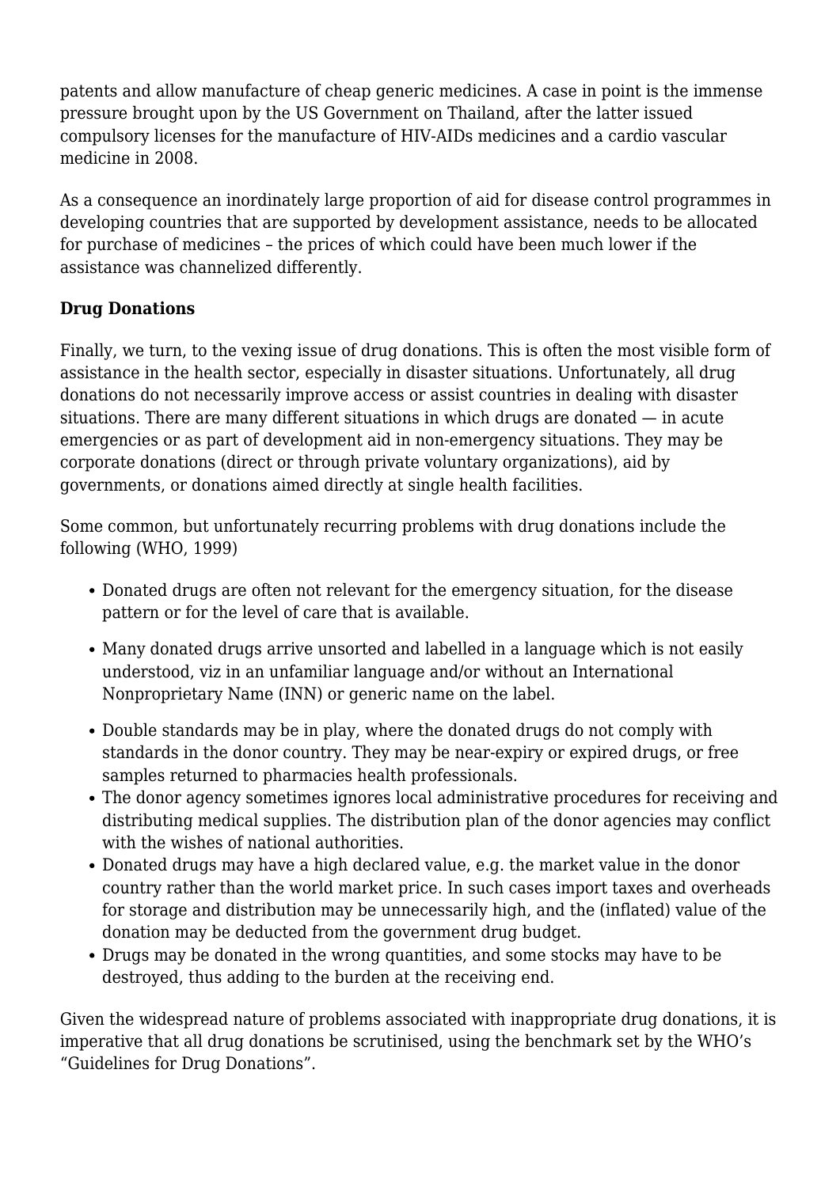patents and allow manufacture of cheap generic medicines. A case in point is the immense pressure brought upon by the US Government on Thailand, after the latter issued compulsory licenses for the manufacture of HIV-AIDs medicines and a cardio vascular medicine in 2008.

As a consequence an inordinately large proportion of aid for disease control programmes in developing countries that are supported by development assistance, needs to be allocated for purchase of medicines – the prices of which could have been much lower if the assistance was channelized differently.

**Drug Donations**

Finally, we turn, to the vexing issue of drug donations. This is often the most visible form of assistance in the health sector, especially in disaster situations. Unfortunately, all drug donations do not necessarily improve access or assist countries in dealing with disaster situations. There are many different situations in which drugs are donated — in acute emergencies or as part of development aid in non-emergency situations. They may be corporate donations (direct or through private voluntary organizations), aid by governments, or donations aimed directly at single health facilities.

Some common, but unfortunately recurring problems with drug donations include the following (WHO, 1999)

- Donated drugs are often not relevant for the emergency situation, for the disease pattern or for the level of care that is available.
- Many donated drugs arrive unsorted and labelled in a language which is not easily understood, viz in an unfamiliar language and/or without an International Nonproprietary Name (INN) or generic name on the label.
- Double standards may be in play, where the donated drugs do not comply with standards in the donor country. They may be near-expiry or expired drugs, or free samples returned to pharmacies health professionals.
- The donor agency sometimes ignores local administrative procedures for receiving and distributing medical supplies. The distribution plan of the donor agencies may conflict with the wishes of national authorities.
- Donated drugs may have a high declared value, e.g. the market value in the donor country rather than the world market price. In such cases import taxes and overheads for storage and distribution may be unnecessarily high, and the (inflated) value of the donation may be deducted from the government drug budget.
- Drugs may be donated in the wrong quantities, and some stocks may have to be destroyed, thus adding to the burden at the receiving end.

Given the widespread nature of problems associated with inappropriate drug donations, it is imperative that all drug donations be scrutinised, using the benchmark set by the WHO's "Guidelines for Drug Donations".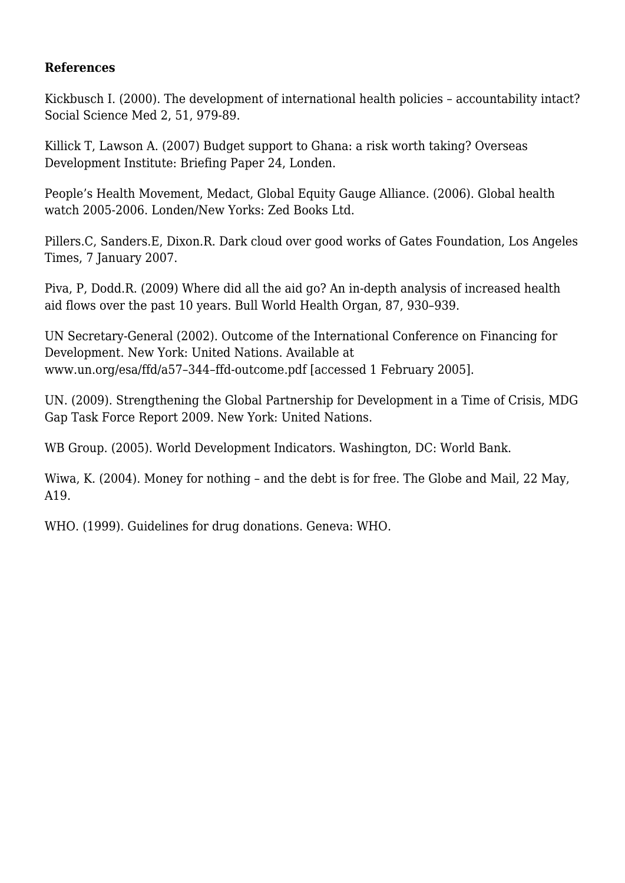**References**

Kickbusch I. (2000). The development of international health policies – accountability intact? Social Science Med 2, 51, 979-89.

Killick T, Lawson A. (2007) Budget support to Ghana: a risk worth taking? Overseas Development Institute: Briefing Paper 24, Londen.

People's Health Movement, Medact, Global Equity Gauge Alliance. (2006). Global health watch 2005-2006. Londen/New Yorks: Zed Books Ltd.

Pillers.C, Sanders.E, Dixon.R. Dark cloud over good works of Gates Foundation, Los Angeles Times, 7 January 2007.

Piva, P, Dodd.R. (2009) Where did all the aid go? An in-depth analysis of increased health aid flows over the past 10 years. Bull World Health Organ, 87, 930–939.

UN Secretary-General (2002). Outcome of the International Conference on Financing for Development. New York: United Nations. Available at www.un.org/esa/ffd/a57–344–ffd-outcome.pdf [accessed 1 February 2005].

UN. (2009). Strengthening the Global Partnership for Development in a Time of Crisis, MDG Gap Task Force Report 2009. New York: United Nations.

WB Group. (2005). World Development Indicators. Washington, DC: World Bank.

Wiwa, K. (2004). Money for nothing – and the debt is for free. The Globe and Mail, 22 May, A19.

WHO. (1999). Guidelines for drug donations. Geneva: WHO.